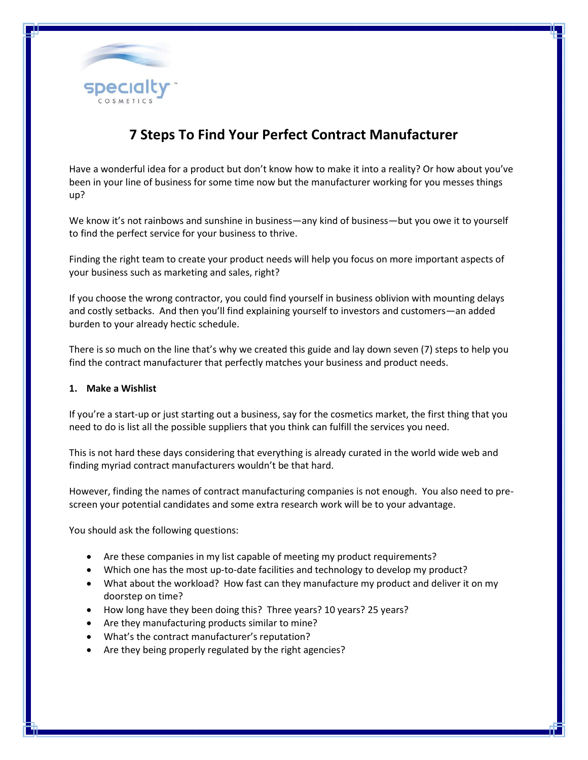specialty™
COSMETICS

# 7 Steps To Find Your Perfect Contract Manufacturer

Have a wonderful idea for a product but don't know how to make it into a reality? Or how about you've been in your line of business for some time now but the manufacturer working for you messes things up?

We know it's not rainbows and sunshine in business—any kind of business—but you owe it to yourself to find the perfect service for your business to thrive.

Finding the right team to create your product needs will help you focus on more important aspects of your business such as marketing and sales, right?

If you choose the wrong contractor, you could find yourself in business oblivion with mounting delays and costly setbacks. And then you'll find explaining yourself to investors and customers—an added burden to your already hectic schedule.

There is so much on the line that's why we created this guide and lay down seven (7) steps to help you find the contract manufacturer that perfectly matches your business and product needs.

**1. Make a Wishlist**

If you're a start-up or just starting out a business, say for the cosmetics market, the first thing that you need to do is list all the possible suppliers that you think can fulfill the services you need.

This is not hard these days considering that everything is already curated in the world wide web and finding myriad contract manufacturers wouldn't be that hard.

However, finding the names of contract manufacturing companies is not enough. You also need to pre-screen your potential candidates and some extra research work will be to your advantage.

You should ask the following questions:

- Are these companies in my list capable of meeting my product requirements?
- Which one has the most up-to-date facilities and technology to develop my product?
- What about the workload? How fast can they manufacture my product and deliver it on my doorstep on time?
- How long have they been doing this? Three years? 10 years? 25 years?
- Are they manufacturing products similar to mine?
- What's the contract manufacturer's reputation?
- Are they being properly regulated by the right agencies?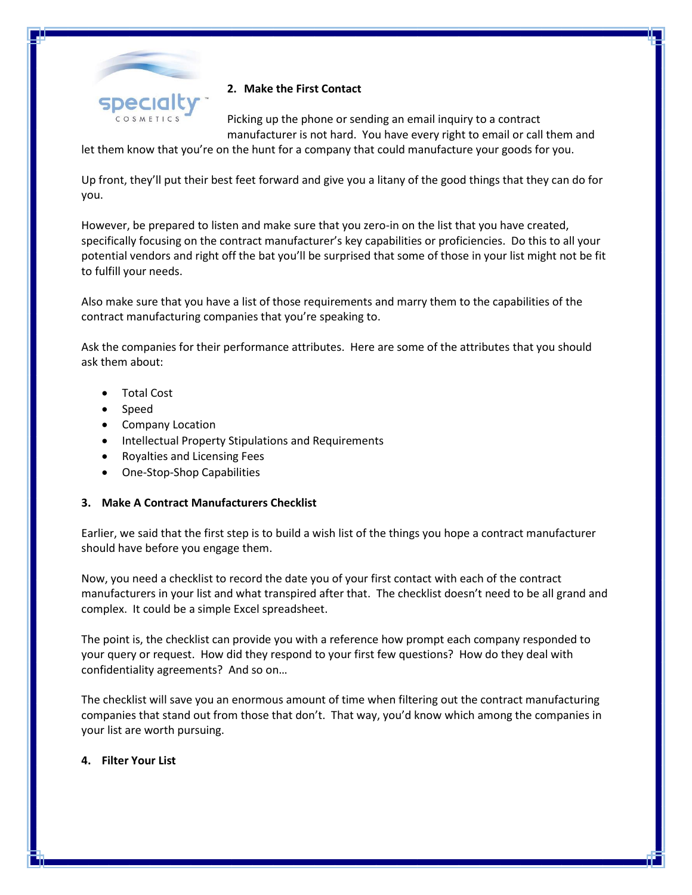## 2. Make the First Contact

Picking up the phone or sending an email inquiry to a contract manufacturer is not hard. You have every right to email or call them and let them know that you're on the hunt for a company that could manufacture your goods for you.

Up front, they'll put their best feet forward and give you a litany of the good things that they can do for you.

However, be prepared to listen and make sure that you zero-in on the list that you have created, specifically focusing on the contract manufacturer's key capabilities or proficiencies. Do this to all your potential vendors and right off the bat you'll be surprised that some of those in your list might not be fit to fulfill your needs.

Also make sure that you have a list of those requirements and marry them to the capabilities of the contract manufacturing companies that you're speaking to.

Ask the companies for their performance attributes. Here are some of the attributes that you should ask them about:

- Total Cost
- Speed
- Company Location
- Intellectual Property Stipulations and Requirements
- Royalties and Licensing Fees
- One-Stop-Shop Capabilities

## 3. Make A Contract Manufacturers Checklist

Earlier, we said that the first step is to build a wish list of the things you hope a contract manufacturer should have before you engage them.

Now, you need a checklist to record the date you of your first contact with each of the contract manufacturers in your list and what transpired after that. The checklist doesn't need to be all grand and complex. It could be a simple Excel spreadsheet.

The point is, the checklist can provide you with a reference how prompt each company responded to your query or request. How did they respond to your first few questions? How do they deal with confidentiality agreements? And so on…

The checklist will save you an enormous amount of time when filtering out the contract manufacturing companies that stand out from those that don't. That way, you'd know which among the companies in your list are worth pursuing.

## 4. Filter Your List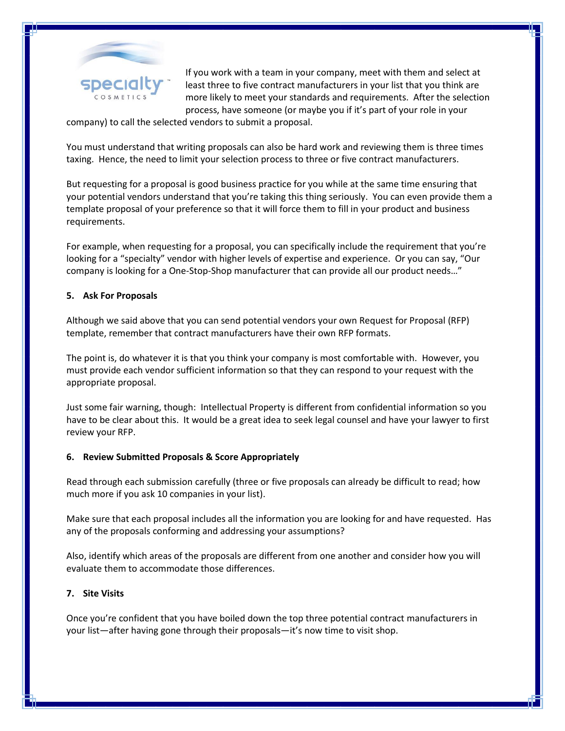If you work with a team in your company, meet with them and select at least three to five contract manufacturers in your list that you think are more likely to meet your standards and requirements. After the selection process, have someone (or maybe you if it's part of your role in your company) to call the selected vendors to submit a proposal.

You must understand that writing proposals can also be hard work and reviewing them is three times taxing. Hence, the need to limit your selection process to three or five contract manufacturers.

But requesting for a proposal is good business practice for you while at the same time ensuring that your potential vendors understand that you're taking this thing seriously. You can even provide them a template proposal of your preference so that it will force them to fill in your product and business requirements.

For example, when requesting for a proposal, you can specifically include the requirement that you're looking for a "specialty" vendor with higher levels of expertise and experience. Or you can say, "Our company is looking for a One-Stop-Shop manufacturer that can provide all our product needs…"

**5. Ask For Proposals**

Although we said above that you can send potential vendors your own Request for Proposal (RFP) template, remember that contract manufacturers have their own RFP formats.

The point is, do whatever it is that you think your company is most comfortable with. However, you must provide each vendor sufficient information so that they can respond to your request with the appropriate proposal.

Just some fair warning, though: Intellectual Property is different from confidential information so you have to be clear about this. It would be a great idea to seek legal counsel and have your lawyer to first review your RFP.

**6. Review Submitted Proposals & Score Appropriately**

Read through each submission carefully (three or five proposals can already be difficult to read; how much more if you ask 10 companies in your list).

Make sure that each proposal includes all the information you are looking for and have requested. Has any of the proposals conforming and addressing your assumptions?

Also, identify which areas of the proposals are different from one another and consider how you will evaluate them to accommodate those differences.

**7. Site Visits**

Once you're confident that you have boiled down the top three potential contract manufacturers in your list—after having gone through their proposals—it's now time to visit shop.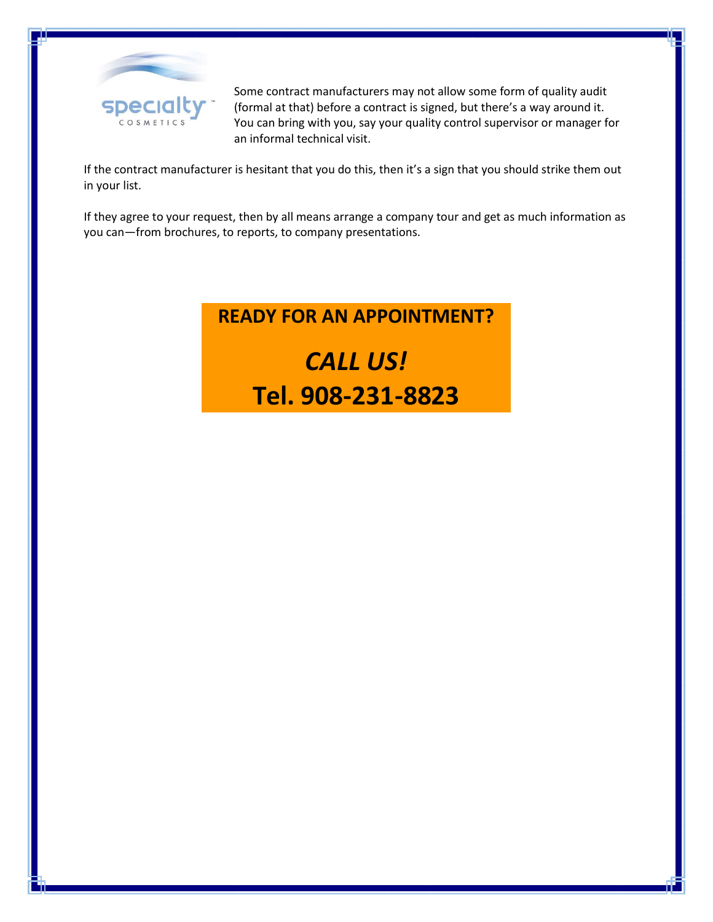Some contract manufacturers may not allow some form of quality audit (formal at that) before a contract is signed, but there's a way around it. You can bring with you, say your quality control supervisor or manager for an informal technical visit.

If the contract manufacturer is hesitant that you do this, then it's a sign that you should strike them out in your list.

If they agree to your request, then by all means arrange a company tour and get as much information as you can—from brochures, to reports, to company presentations.

**READY FOR AN APPOINTMENT?**

***CALL US!***

**Tel. 908-231-8823**